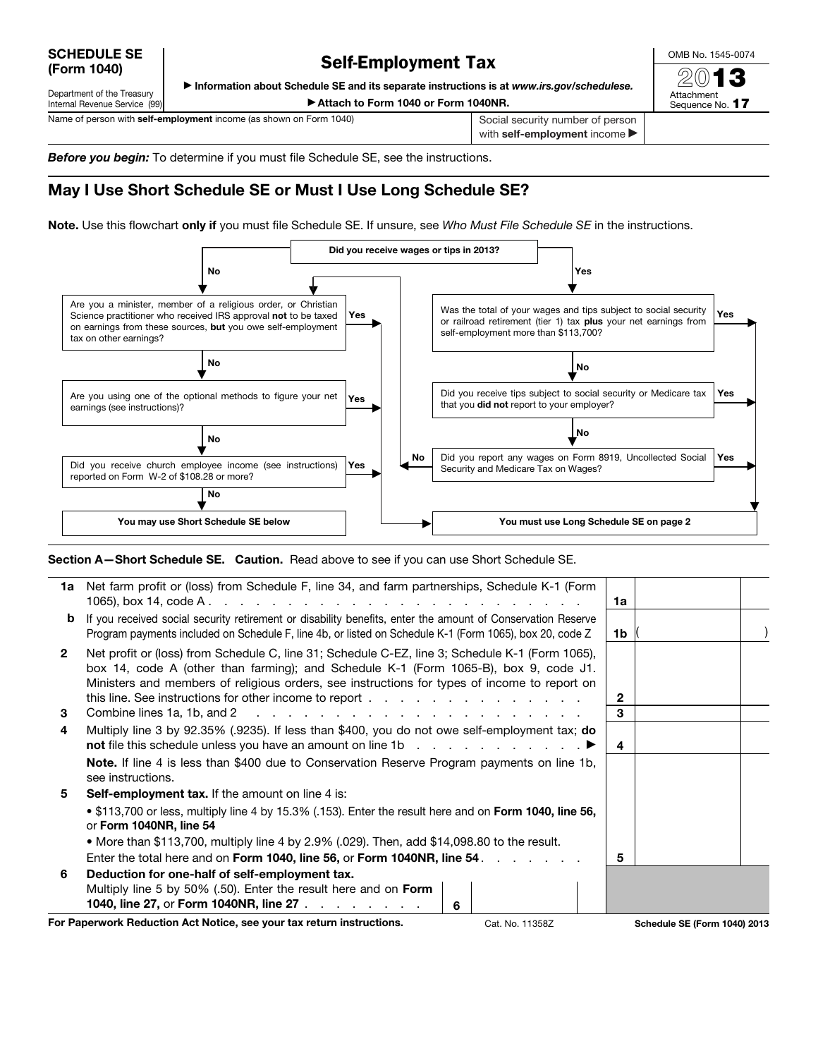**SCHEDULE SE (Form 1040)**

Department of the Treasury
Internal Revenue Service (99)

# Self-Employment Tax

▶ Information about Schedule SE and its separate instructions is at *www.irs.gov/schedulese.*

▶ Attach to Form 1040 or Form 1040NR.

OMB No. 1545-0074

2013

Attachment Sequence No. **17**

| Name of person with **self-employment** income (as shown on Form 1040) | Social security number of person with **self-employment** income ▶ |
|---|---|
| | |

***Before you begin:*** To determine if you must file Schedule SE, see the instructions.

## May I Use Short Schedule SE or Must I Use Long Schedule SE?

**Note.** Use this flowchart **only if** you must file Schedule SE. If unsure, see *Who Must File Schedule SE* in the instructions.

**Did you receive wages or tips in 2013?**

- **No** → Are you a minister, member of a religious order, or Christian Science practitioner who received IRS approval **not** to be taxed on earnings from these sources, **but** you owe self-employment tax on other earnings?
  - **Yes** → You must use Long Schedule SE on page 2
  - **No** → Are you using one of the optional methods to figure your net earnings (see instructions)?
    - **Yes** → You must use Long Schedule SE on page 2
    - **No** → Did you receive church employee income (see instructions) reported on Form W-2 of $108.28 or more?
      - **Yes** → You must use Long Schedule SE on page 2
      - **No** → **You may use Short Schedule SE below**
- **Yes** → Was the total of your wages and tips subject to social security or railroad retirement (tier 1) tax **plus** your net earnings from self-employment more than $113,700?
  - **Yes** → You must use Long Schedule SE on page 2
  - **No** → Did you receive tips subject to social security or Medicare tax that you **did not** report to your employer?
    - **Yes** → You must use Long Schedule SE on page 2
    - **No** → Did you report any wages on Form 8919, Uncollected Social Security and Medicare Tax on Wages?
      - **Yes** → **You must use Long Schedule SE on page 2**
      - **No** → Go to "Are you a minister, member of a religious order, or Christian Science practitioner..." above

**Section A—Short Schedule SE. Caution.** Read above to see if you can use Short Schedule SE.

| | | | |
|---|---|---|---|
| **1a** | Net farm profit or (loss) from Schedule F, line 34, and farm partnerships, Schedule K-1 (Form 1065), box 14, code A | **1a** | |
| **b** | If you received social security retirement or disability benefits, enter the amount of Conservation Reserve Program payments included on Schedule F, line 4b, or listed on Schedule K-1 (Form 1065), box 20, code Z | **1b** | ( ) |
| **2** | Net profit or (loss) from Schedule C, line 31; Schedule C-EZ, line 3; Schedule K-1 (Form 1065), box 14, code A (other than farming); and Schedule K-1 (Form 1065-B), box 9, code J1. Ministers and members of religious orders, see instructions for types of income to report on this line. See instructions for other income to report | **2** | |
| **3** | Combine lines 1a, 1b, and 2 | **3** | |
| **4** | Multiply line 3 by 92.35% (.9235). If less than $400, you do not owe self-employment tax; **do not** file this schedule unless you have an amount on line 1b ▶ | **4** | |
| | **Note.** If line 4 is less than $400 due to Conservation Reserve Program payments on line 1b, see instructions. | | |
| **5** | **Self-employment tax.** If the amount on line 4 is:<br>• $113,700 or less, multiply line 4 by 15.3% (.153). Enter the result here and on **Form 1040, line 56,** or **Form 1040NR, line 54**<br>• More than $113,700, multiply line 4 by 2.9% (.029). Then, add $14,098.80 to the result. Enter the total here and on **Form 1040, line 56,** or **Form 1040NR, line 54** | **5** | |
| **6** | **Deduction for one-half of self-employment tax.** Multiply line 5 by 50% (.50). Enter the result here and on **Form 1040, line 27,** or **Form 1040NR, line 27** — **6** | | |

**For Paperwork Reduction Act Notice, see your tax return instructions.** Cat. No. 11358Z **Schedule SE (Form 1040) 2013**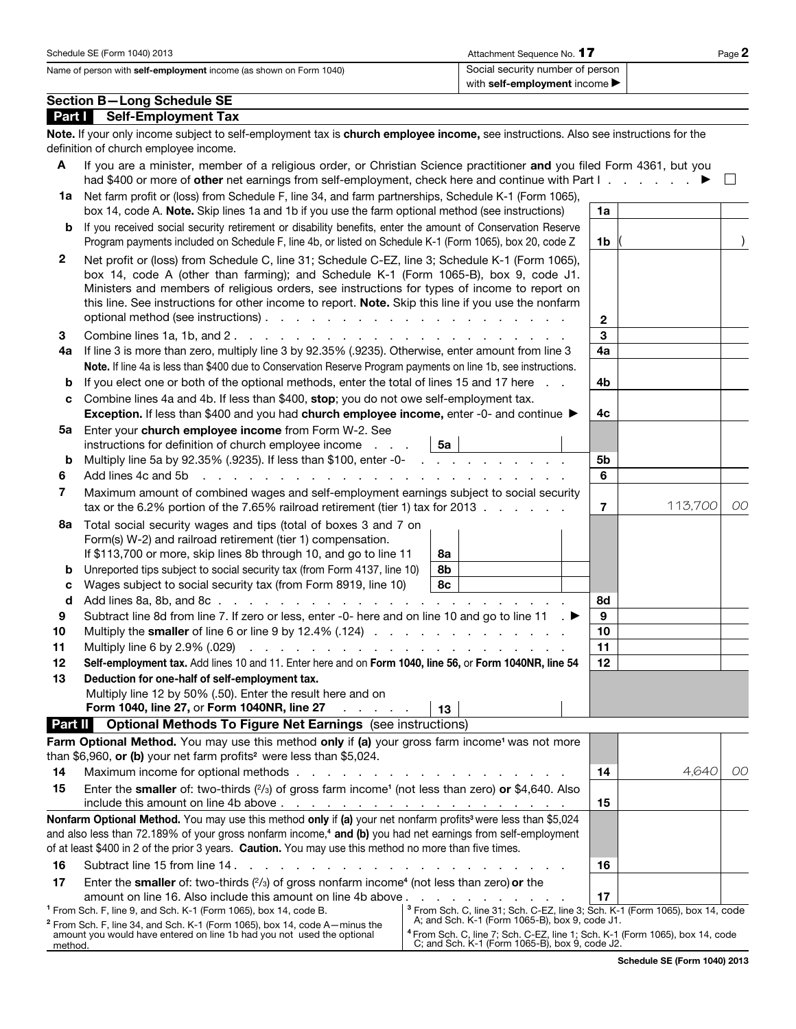Schedule SE (Form 1040) 2013 — Attachment Sequence No. **17** — Page **2**

| Name of person with **self-employment** income (as shown on Form 1040) | Social security number of person with **self-employment** income ▶ |
|---|---|
| | |

## Section B—Long Schedule SE

### Part I Self-Employment Tax

**Note.** If your only income subject to self-employment tax is **church employee income,** see instructions. Also see instructions for the definition of church employee income.

**A** If you are a minister, member of a religious order, or Christian Science practitioner **and** you filed Form 4361, but you had $400 or more of **other** net earnings from self-employment, check here and continue with Part I . . . . . . . ▶ ☐

| | | | | | |
|---|---|---|---|---|---|
| **1a** | Net farm profit or (loss) from Schedule F, line 34, and farm partnerships, Schedule K-1 (Form 1065), box 14, code A. **Note.** Skip lines 1a and 1b if you use the farm optional method (see instructions) | | | 1a | |
| **b** | If you received social security retirement or disability benefits, enter the amount of Conservation Reserve Program payments included on Schedule F, line 4b, or listed on Schedule K-1 (Form 1065), box 20, code Z | | | 1b | ( ) |
| **2** | Net profit or (loss) from Schedule C, line 31; Schedule C-EZ, line 3; Schedule K-1 (Form 1065), box 14, code A (other than farming); and Schedule K-1 (Form 1065-B), box 9, code J1. Ministers and members of religious orders, see instructions for types of income to report on this line. See instructions for other income to report. **Note.** Skip this line if you use the nonfarm optional method (see instructions) | | | 2 | |
| **3** | Combine lines 1a, 1b, and 2 | | | 3 | |
| **4a** | If line 3 is more than zero, multiply line 3 by 92.35% (.9235). Otherwise, enter amount from line 3<br>**Note.** If line 4a is less than $400 due to Conservation Reserve Program payments on line 1b, see instructions. | | | 4a | |
| **b** | If you elect one or both of the optional methods, enter the total of lines 15 and 17 here | | | 4b | |
| **c** | Combine lines 4a and 4b. If less than $400, **stop**; you do not owe self-employment tax.<br>**Exception.** If less than $400 and you had **church employee income,** enter -0- and continue ▶ | | | 4c | |
| **5a** | Enter your **church employee income** from Form W-2. See instructions for definition of church employee income | 5a | | | |
| **b** | Multiply line 5a by 92.35% (.9235). If less than $100, enter -0- | | | 5b | |
| **6** | Add lines 4c and 5b | | | 6 | |
| **7** | Maximum amount of combined wages and self-employment earnings subject to social security tax or the 6.2% portion of the 7.65% railroad retirement (tier 1) tax for 2013 | | | 7 | 113,700 00 |
| **8a** | Total social security wages and tips (total of boxes 3 and 7 on Form(s) W-2) and railroad retirement (tier 1) compensation.<br>If $113,700 or more, skip lines 8b through 10, and go to line 11 | 8a | | | |
| **b** | Unreported tips subject to social security tax (from Form 4137, line 10) | 8b | | | |
| **c** | Wages subject to social security tax (from Form 8919, line 10) | 8c | | | |
| **d** | Add lines 8a, 8b, and 8c | | | 8d | |
| **9** | Subtract line 8d from line 7. If zero or less, enter -0- here and on line 10 and go to line 11 ▶ | | | 9 | |
| **10** | Multiply the **smaller** of line 6 or line 9 by 12.4% (.124) | | | 10 | |
| **11** | Multiply line 6 by 2.9% (.029) | | | 11 | |
| **12** | **Self-employment tax.** Add lines 10 and 11. Enter here and on **Form 1040, line 56,** or **Form 1040NR, line 54** | | | 12 | |
| **13** | **Deduction for one-half of self-employment tax.**<br>Multiply line 12 by 50% (.50). Enter the result here and on **Form 1040, line 27,** or **Form 1040NR, line 27** | 13 | | | |

### Part II Optional Methods To Figure Net Earnings (see instructions)

**Farm Optional Method.** You may use this method **only** if **(a)** your gross farm income[1] was not more than $6,960, **or (b)** your net farm profits[2] were less than $5,024.

| | | | |
|---|---|---|---|
| **14** | Maximum income for optional methods | 14 | 4,640 00 |
| **15** | Enter the **smaller** of: two-thirds (2/3) of gross farm income[1] (not less than zero) **or** $4,640. Also include this amount on line 4b above | 15 | |

**Nonfarm Optional Method.** You may use this method **only** if **(a)** your net nonfarm profits[3] were less than $5,024 and also less than 72.189% of your gross nonfarm income,[4] **and (b)** you had net earnings from self-employment of at least $400 in 2 of the prior 3 years. **Caution.** You may use this method no more than five times.

| | | | |
|---|---|---|---|
| **16** | Subtract line 15 from line 14 | 16 | |
| **17** | Enter the **smaller** of: two-thirds (2/3) of gross nonfarm income[4] (not less than zero) **or** the amount on line 16. Also include this amount on line 4b above | 17 | |

[1] From Sch. F, line 9, and Sch. K-1 (Form 1065), box 14, code B.

[2] From Sch. F, line 34, and Sch. K-1 (Form 1065), box 14, code A—minus the amount you would have entered on line 1b had you not used the optional method.

[3] From Sch. C, line 31; Sch. C-EZ, line 3; Sch. K-1 (Form 1065), box 14, code A; and Sch. K-1 (Form 1065-B), box 9, code J1.

[4] From Sch. C, line 7; Sch. C-EZ, line 1; Sch. K-1 (Form 1065), box 14, code C; and Sch. K-1 (Form 1065-B), box 9, code J2.

**Schedule SE (Form 1040) 2013**